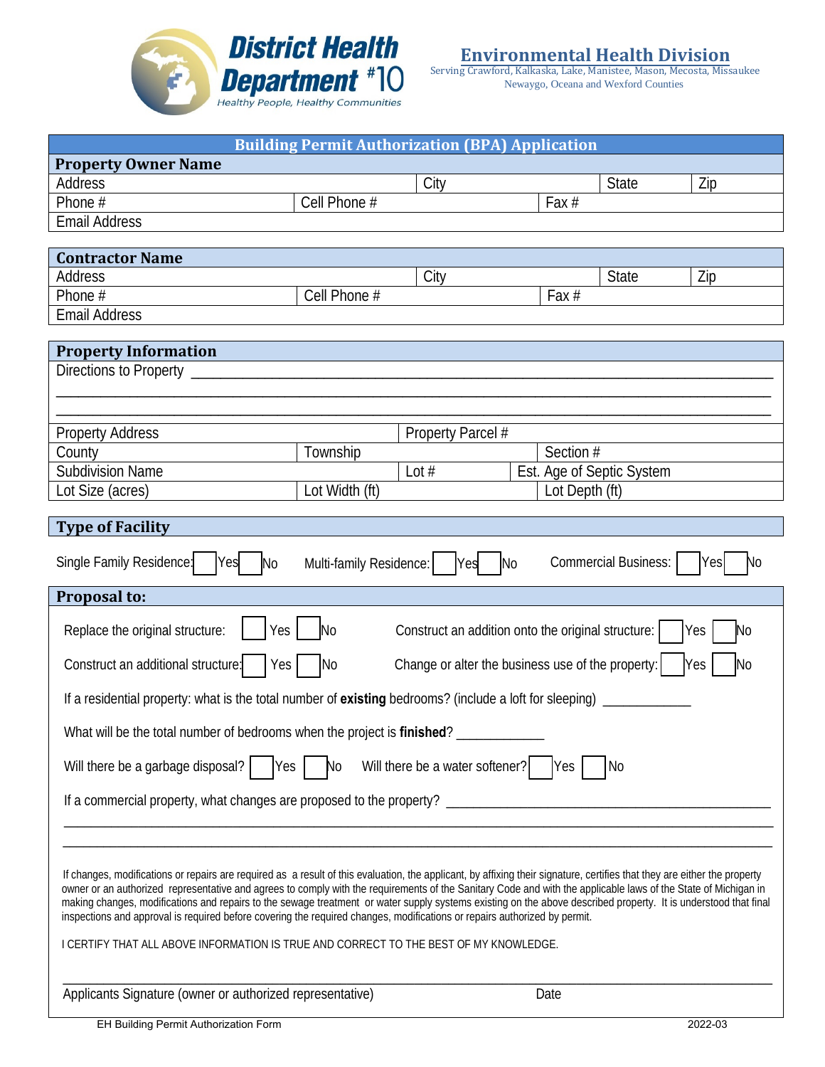**District Health Department #10**
*Healthy People, Healthy Communities*

**Environmental Health Division**
Serving Crawford, Kalkaska, Lake, Manistee, Mason, Mecosta, Missaukee Newaygo, Oceana and Wexford Counties

## Building Permit Authorization (BPA) Application

### Property Owner Name

| Address | | City | State | Zip |
|---|---|---|---|---|
| Phone # | Cell Phone # | | Fax # | |
| Email Address | | | | |

### Contractor Name

| Address | | City | State | Zip |
|---|---|---|---|---|
| Phone # | Cell Phone # | | Fax # | |
| Email Address | | | | |

### Property Information

Directions to Property ______________________________________________________________

______________________________________________________________

______________________________________________________________

| Property Address | | Property Parcel # | |
|---|---|---|---|
| County | Township | | Section # |
| Subdivision Name | | Lot # | Est. Age of Septic System |
| Lot Size (acres) | Lot Width (ft) | | Lot Depth (ft) |

### Type of Facility

Single Family Residence: ☐ Yes ☐ No   Multi-family Residence: ☐ Yes ☐ No   Commercial Business: ☐ Yes ☐ No

### Proposal to:

Replace the original structure: ☐ Yes ☐ No   Construct an addition onto the original structure: ☐ Yes ☐ No

Construct an additional structure: ☐ Yes ☐ No   Change or alter the business use of the property: ☐ Yes ☐ No

If a residential property: what is the total number of **existing** bedrooms? (include a loft for sleeping) ____________

What will be the total number of bedrooms when the project is **finished**? ____________

Will there be a garbage disposal? ☐ Yes ☐ No   Will there be a water softener? ☐ Yes ☐ No

If a commercial property, what changes are proposed to the property? ______________________________

______________________________________________________________

______________________________________________________________

If changes, modifications or repairs are required as a result of this evaluation, the applicant, by affixing their signature, certifies that they are either the property owner or an authorized representative and agrees to comply with the requirements of the Sanitary Code and with the applicable laws of the State of Michigan in making changes, modifications and repairs to the sewage treatment or water supply systems existing on the above described property. It is understood that final inspections and approval is required before covering the required changes, modifications or repairs authorized by permit.

I CERTIFY THAT ALL ABOVE INFORMATION IS TRUE AND CORRECT TO THE BEST OF MY KNOWLEDGE.

______________________________________________________________

Applicants Signature (owner or authorized representative)   Date

EH Building Permit Authorization Form   2022-03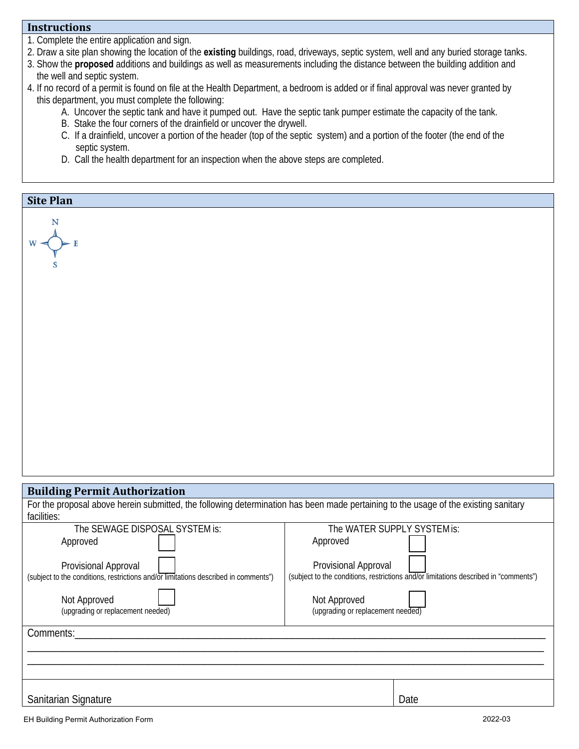## Instructions

1. Complete the entire application and sign.
2. Draw a site plan showing the location of the **existing** buildings, road, driveways, septic system, well and any buried storage tanks.
3. Show the **proposed** additions and buildings as well as measurements including the distance between the building addition and the well and septic system.
4. If no record of a permit is found on file at the Health Department, a bedroom is added or if final approval was never granted by this department, you must complete the following:
   A. Uncover the septic tank and have it pumped out. Have the septic tank pumper estimate the capacity of the tank.
   B. Stake the four corners of the drainfield or uncover the drywell.
   C. If a drainfield, uncover a portion of the header (top of the septic system) and a portion of the footer (the end of the septic system.
   D. Call the health department for an inspection when the above steps are completed.

## Site Plan

N
W E
S

## Building Permit Authorization

For the proposal above herein submitted, the following determination has been made pertaining to the usage of the existing sanitary facilities:

| The SEWAGE DISPOSAL SYSTEM is: | The WATER SUPPLY SYSTEM is: |
|---|---|
| Approved ☐ | Approved ☐ |
| Provisional Approval ☐ (subject to the conditions, restrictions and/or limitations described in comments") | Provisional Approval ☐ (subject to the conditions, restrictions and/or limitations described in "comments") |
| Not Approved ☐ (upgrading or replacement needed) | Not Approved ☐ (upgrading or replacement needed) |

Comments:________________________________________________________________________________

________________________________________________________________________________

________________________________________________________________________________

| Sanitarian Signature | Date |
|---|---|

EH Building Permit Authorization Form 2022-03